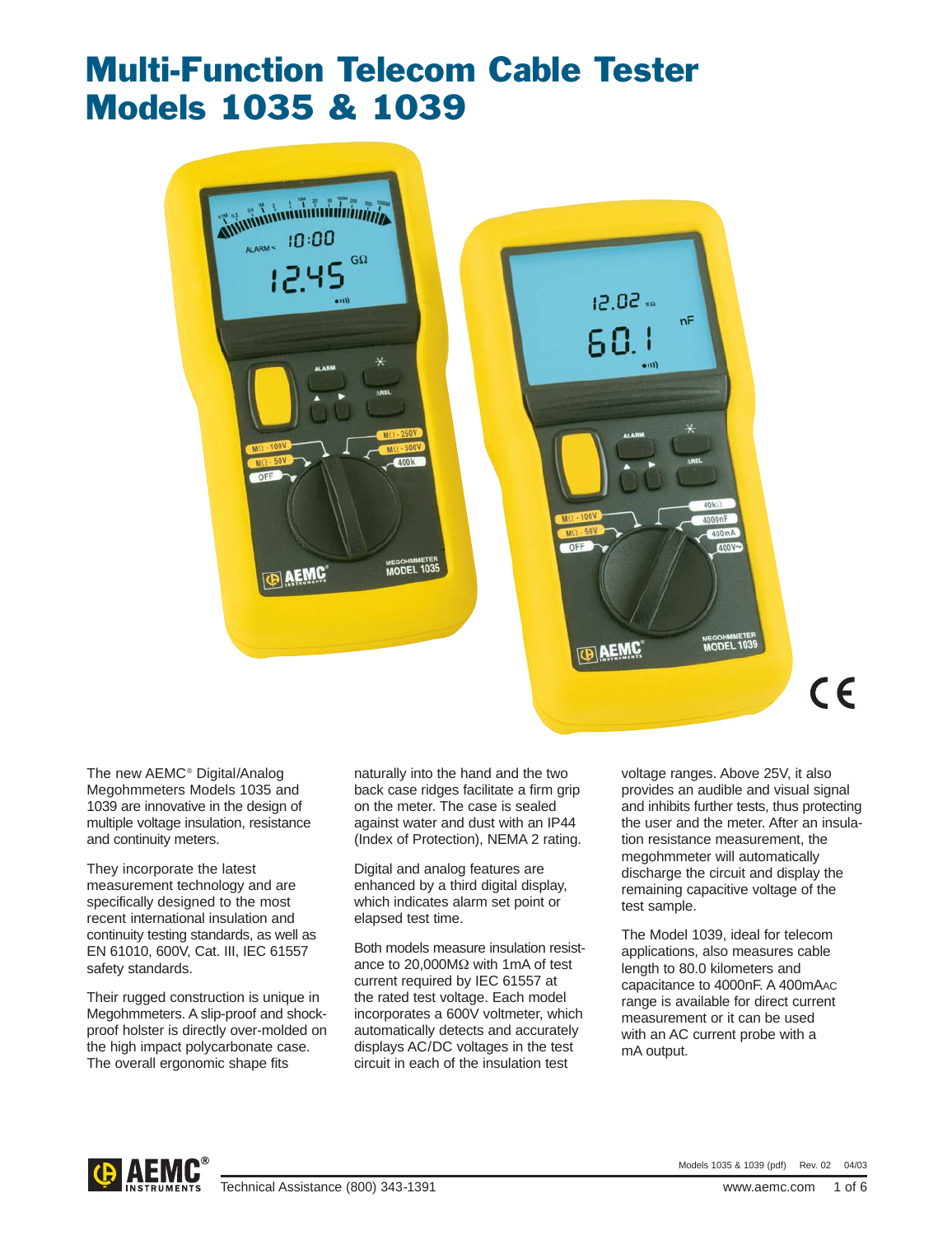# Multi-Function Telecom Cable Tester Models 1035 & 1039

The new AEMC® Digital/Analog Megohmmeters Models 1035 and 1039 are innovative in the design of multiple voltage insulation, resistance and continuity meters.

They incorporate the latest measurement technology and are specifically designed to the most recent international insulation and continuity testing standards, as well as EN 61010, 600V, Cat. III, IEC 61557 safety standards.

Their rugged construction is unique in Megohmmeters. A slip-proof and shock-proof holster is directly over-molded on the high impact polycarbonate case. The overall ergonomic shape fits naturally into the hand and the two back case ridges facilitate a firm grip on the meter. The case is sealed against water and dust with an IP44 (Index of Protection), NEMA 2 rating.

Digital and analog features are enhanced by a third digital display, which indicates alarm set point or elapsed test time.

Both models measure insulation resistance to 20,000MΩ with 1mA of test current required by IEC 61557 at the rated test voltage. Each model incorporates a 600V voltmeter, which automatically detects and accurately displays AC/DC voltages in the test circuit in each of the insulation test voltage ranges. Above 25V, it also provides an audible and visual signal and inhibits further tests, thus protecting the user and the meter. After an insulation resistance measurement, the megohmmeter will automatically discharge the circuit and display the remaining capacitive voltage of the test sample.

The Model 1039, ideal for telecom applications, also measures cable length to 80.0 kilometers and capacitance to 4000nF. A 400mAAC range is available for direct current measurement or it can be used with an AC current probe with a mA output.

Technical Assistance (800) 343-1391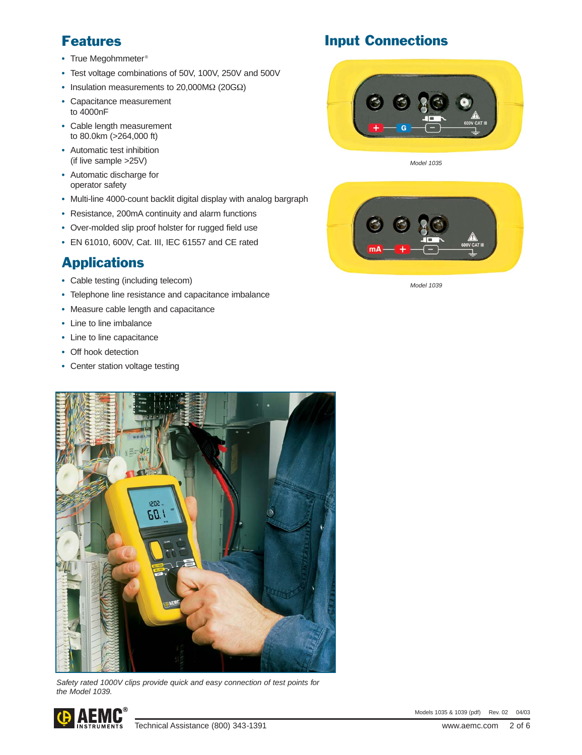## Features

- True Megohmmeter®
- Test voltage combinations of 50V, 100V, 250V and 500V
- Insulation measurements to 20,000MΩ (20GΩ)
- Capacitance measurement to 4000nF
- Cable length measurement to 80.0km (>264,000 ft)
- Automatic test inhibition (if live sample >25V)
- Automatic discharge for operator safety
- Multi-line 4000-count backlit digital display with analog bargraph
- Resistance, 200mA continuity and alarm functions
- Over-molded slip proof holster for rugged field use
- EN 61010, 600V, Cat. III, IEC 61557 and CE rated

## Applications

- Cable testing (including telecom)
- Telephone line resistance and capacitance imbalance
- Measure cable length and capacitance
- Line to line imbalance
- Line to line capacitance
- Off hook detection
- Center station voltage testing

*Safety rated 1000V clips provide quick and easy connection of test points for the Model 1039.*

## Input Connections

*Model 1035*

*Model 1039*

Models 1035 & 1039 (pdf) Rev. 02 04/03

Technical Assistance (800) 343-1391

www.aemc.com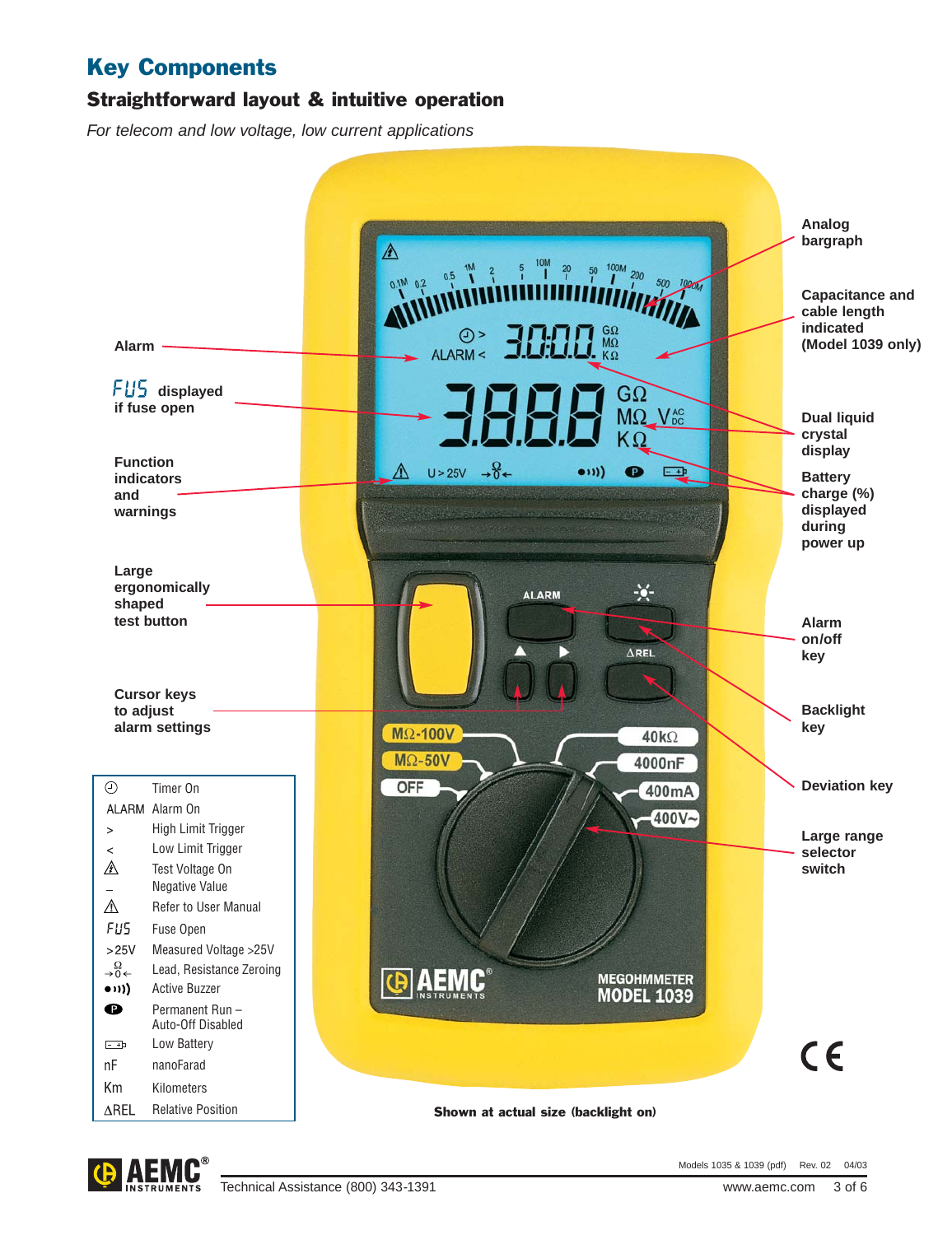# Key Components

## Straightforward layout & intuitive operation

*For telecom and low voltage, low current applications*

Alarm

FUS displayed if fuse open

Function indicators and warnings

Large ergonomically shaped test button

Cursor keys to adjust alarm settings

Analog bargraph

Capacitance and cable length indicated (Model 1039 only)

Dual liquid crystal display

Battery charge (%) displayed during power up

Alarm on/off key

Backlight key

Deviation key

Large range selector switch

| Symbol | Meaning |
|---|---|
| ⌚ | Timer On |
| ALARM | Alarm On |
| > | High Limit Trigger |
| < | Low Limit Trigger |
| ⚠ | Test Voltage On |
| – | Negative Value |
| ⚠ | Refer to User Manual |
| FUS | Fuse Open |
| >25V | Measured Voltage >25V |
| →Ω0← | Lead, Resistance Zeroing |
| ●))) | Active Buzzer |
| P | Permanent Run – Auto-Off Disabled |
| ▭ | Low Battery |
| nF | nanoFarad |
| Km | Kilometers |
| ΔREL | Relative Position |

**Shown at actual size (backlight on)**

Technical Assistance (800) 343-1391

Models 1035 & 1039 (pdf) Rev. 02 04/03

www.aemc.com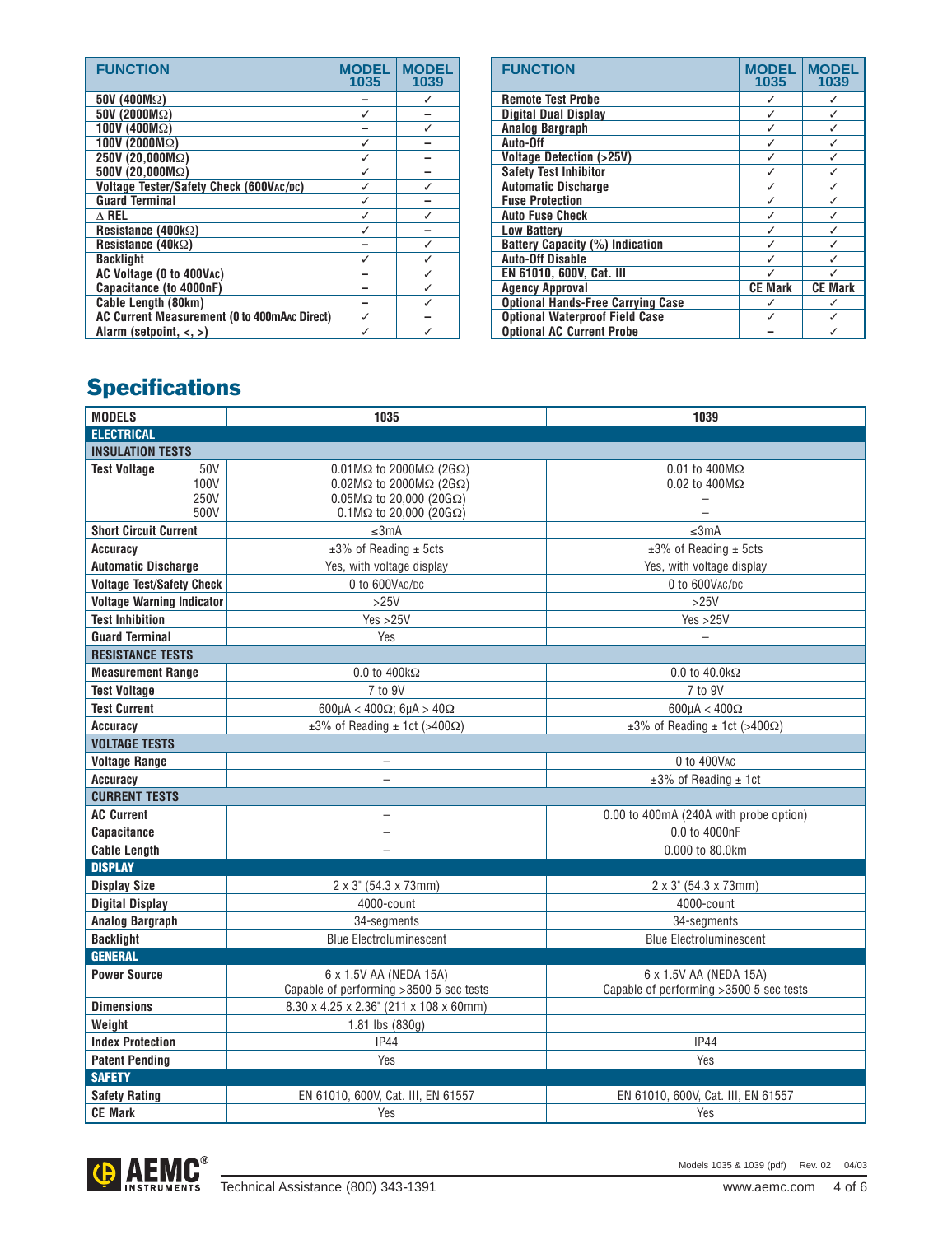| FUNCTION | MODEL 1035 | MODEL 1039 |
|---|---|---|
| 50V (400MΩ) | – | ✓ |
| 50V (2000MΩ) | ✓ | – |
| 100V (400MΩ) | – | ✓ |
| 100V (2000MΩ) | ✓ | – |
| 250V (20,000MΩ) | ✓ | – |
| 500V (20,000MΩ) | ✓ | – |
| Voltage Tester/Safety Check (600VAC/DC) | ✓ | ✓ |
| Guard Terminal | ✓ | – |
| Δ REL | ✓ | ✓ |
| Resistance (400kΩ) | ✓ | – |
| Resistance (40kΩ) | – | ✓ |
| Backlight | ✓ | ✓ |
| AC Voltage (0 to 400VAC) | – | ✓ |
| Capacitance (to 4000nF) | – | ✓ |
| Cable Length (80km) | – | ✓ |
| AC Current Measurement (0 to 400mAAC Direct) | ✓ | – |
| Alarm (setpoint, <, >) | ✓ | ✓ |

| FUNCTION | MODEL 1035 | MODEL 1039 |
|---|---|---|
| Remote Test Probe | ✓ | ✓ |
| Digital Dual Display | ✓ | ✓ |
| Analog Bargraph | ✓ | ✓ |
| Auto-Off | ✓ | ✓ |
| Voltage Detection (>25V) | ✓ | ✓ |
| Safety Test Inhibitor | ✓ | ✓ |
| Automatic Discharge | ✓ | ✓ |
| Fuse Protection | ✓ | ✓ |
| Auto Fuse Check | ✓ | ✓ |
| Low Battery | ✓ | ✓ |
| Battery Capacity (%) Indication | ✓ | ✓ |
| Auto-Off Disable | ✓ | ✓ |
| EN 61010, 600V, Cat. III | ✓ | ✓ |
| Agency Approval | CE Mark | CE Mark |
| Optional Hands-Free Carrying Case | ✓ | ✓ |
| Optional Waterproof Field Case | ✓ | ✓ |
| Optional AC Current Probe | – | ✓ |

# Specifications

| MODELS | 1035 | 1039 |
|---|---|---|
| **ELECTRICAL** | | |
| **INSULATION TESTS** | | |
| Test Voltage 50V | 0.01MΩ to 2000MΩ (2GΩ) | 0.01 to 400MΩ |
| 100V | 0.02MΩ to 2000MΩ (2GΩ) | 0.02 to 400MΩ |
| 250V | 0.05MΩ to 20,000 (20GΩ) | – |
| 500V | 0.1MΩ to 20,000 (20GΩ) | – |
| Short Circuit Current | ≤3mA | ≤3mA |
| Accuracy | ±3% of Reading ± 5cts | ±3% of Reading ± 5cts |
| Automatic Discharge | Yes, with voltage display | Yes, with voltage display |
| Voltage Test/Safety Check | 0 to 600VAC/DC | 0 to 600VAC/DC |
| Voltage Warning Indicator | >25V | >25V |
| Test Inhibition | Yes >25V | Yes >25V |
| Guard Terminal | Yes | – |
| **RESISTANCE TESTS** | | |
| Measurement Range | 0.0 to 400kΩ | 0.0 to 40.0kΩ |
| Test Voltage | 7 to 9V | 7 to 9V |
| Test Current | 600µA < 400Ω; 6µA > 40Ω | 600µA < 400Ω |
| Accuracy | ±3% of Reading ± 1ct (>400Ω) | ±3% of Reading ± 1ct (>400Ω) |
| **VOLTAGE TESTS** | | |
| Voltage Range | – | 0 to 400VAC |
| Accuracy | – | ±3% of Reading ± 1ct |
| **CURRENT TESTS** | | |
| AC Current | – | 0.00 to 400mA (240A with probe option) |
| Capacitance | – | 0.0 to 4000nF |
| Cable Length | – | 0.000 to 80.0km |
| **DISPLAY** | | |
| Display Size | 2 x 3" (54.3 x 73mm) | 2 x 3" (54.3 x 73mm) |
| Digital Display | 4000-count | 4000-count |
| Analog Bargraph | 34-segments | 34-segments |
| Backlight | Blue Electroluminescent | Blue Electroluminescent |
| **GENERAL** | | |
| Power Source | 6 x 1.5V AA (NEDA 15A) Capable of performing >3500 5 sec tests | 6 x 1.5V AA (NEDA 15A) Capable of performing >3500 5 sec tests |
| Dimensions | 8.30 x 4.25 x 2.36" (211 x 108 x 60mm) | |
| Weight | 1.81 lbs (830g) | |
| Index Protection | IP44 | IP44 |
| Patent Pending | Yes | Yes |
| **SAFETY** | | |
| Safety Rating | EN 61010, 600V, Cat. III, EN 61557 | EN 61010, 600V, Cat. III, EN 61557 |
| CE Mark | Yes | Yes |

Technical Assistance (800) 343-1391

www.aemc.com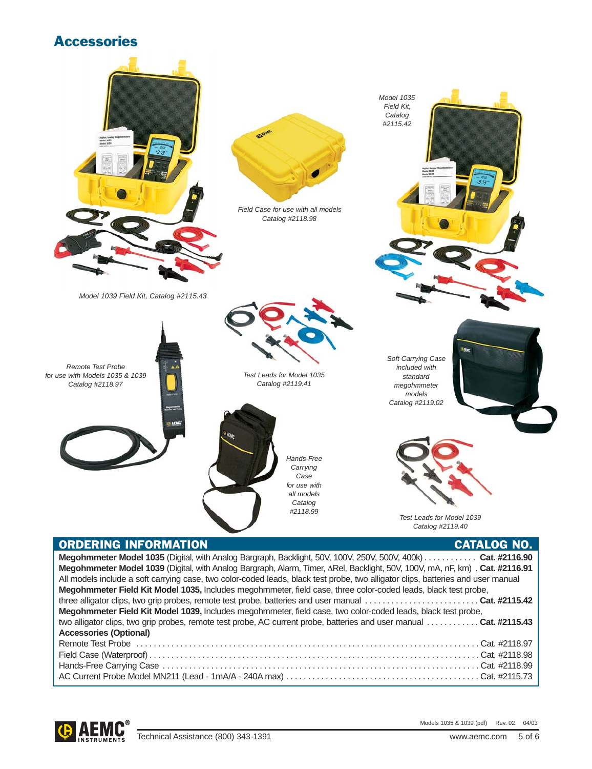# Accessories

*Model 1039 Field Kit, Catalog #2115.43*

*Field Case for use with all models*
*Catalog #2118.98*

*Model 1035 Field Kit, Catalog #2115.42*

*Remote Test Probe for use with Models 1035 & 1039*
*Catalog #2118.97*

*Test Leads for Model 1035*
*Catalog #2119.41*

*Soft Carrying Case included with standard megohmmeter models*
*Catalog #2119.02*

*Hands-Free Carrying Case for use with all models*
*Catalog #2118.99*

*Test Leads for Model 1039*
*Catalog #2119.40*

## ORDERING INFORMATION — CATALOG NO.

**Megohmmeter Model 1035** (Digital, with Analog Bargraph, Backlight, 50V, 100V, 250V, 500V, 400k) ............ **Cat. #2116.90**

**Megohmmeter Model 1039** (Digital, with Analog Bargraph, Alarm, Timer, ∆Rel, Backlight, 50V, 100V, mA, nF, km) . **Cat. #2116.91**

All models include a soft carrying case, two color-coded leads, black test probe, two alligator clips, batteries and user manual

**Megohmmeter Field Kit Model 1035,** Includes megohmmeter, field case, three color-coded leads, black test probe, three alligator clips, two grip probes, remote test probe, batteries and user manual .......................... **Cat. #2115.42**

**Megohmmeter Field Kit Model 1039,** Includes megohmmeter, field case, two color-coded leads, black test probe, two alligator clips, two grip probes, remote test probe, AC current probe, batteries and user manual ............ **Cat. #2115.43**

**Accessories (Optional)**

Remote Test Probe ........................................................................................ Cat. #2118.97

Field Case (Waterproof) ................................................................................. Cat. #2118.98

Hands-Free Carrying Case ............................................................................. Cat. #2118.99

AC Current Probe Model MN211 (Lead - 1mA/A - 240A max) ........................................... Cat. #2115.73

Models 1035 & 1039 (pdf) Rev. 02 04/03

Technical Assistance (800) 343-1391 www.aemc.com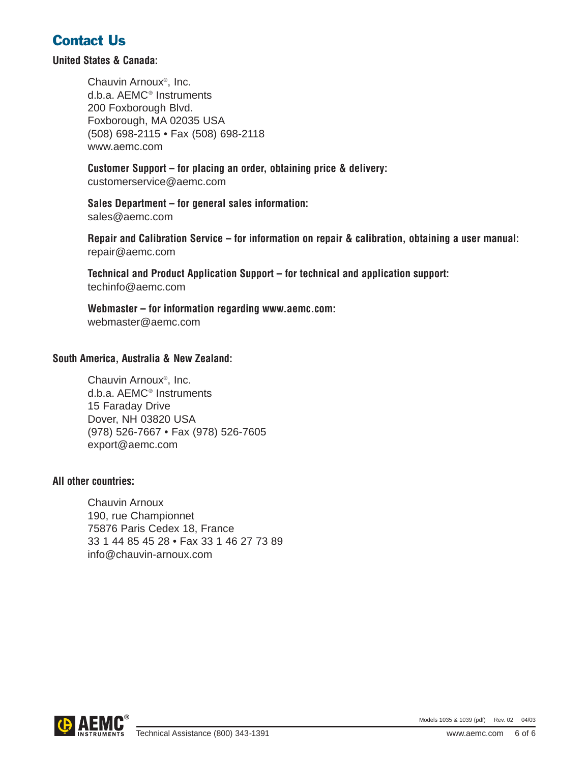# Contact Us

**United States & Canada:**

Chauvin Arnoux®, Inc.
d.b.a. AEMC® Instruments
200 Foxborough Blvd.
Foxborough, MA 02035 USA
(508) 698-2115 • Fax (508) 698-2118
www.aemc.com

**Customer Support – for placing an order, obtaining price & delivery:**
customerservice@aemc.com

**Sales Department – for general sales information:**
sales@aemc.com

**Repair and Calibration Service – for information on repair & calibration, obtaining a user manual:**
repair@aemc.com

**Technical and Product Application Support – for technical and application support:**
techinfo@aemc.com

**Webmaster – for information regarding www.aemc.com:**
webmaster@aemc.com

**South America, Australia & New Zealand:**

Chauvin Arnoux®, Inc.
d.b.a. AEMC® Instruments
15 Faraday Drive
Dover, NH 03820 USA
(978) 526-7667 • Fax (978) 526-7605
export@aemc.com

**All other countries:**

Chauvin Arnoux
190, rue Championnet
75876 Paris Cedex 18, France
33 1 44 85 45 28 • Fax 33 1 46 27 73 89
info@chauvin-arnoux.com

Models 1035 & 1039 (pdf) Rev. 02 04/03

Technical Assistance (800) 343-1391